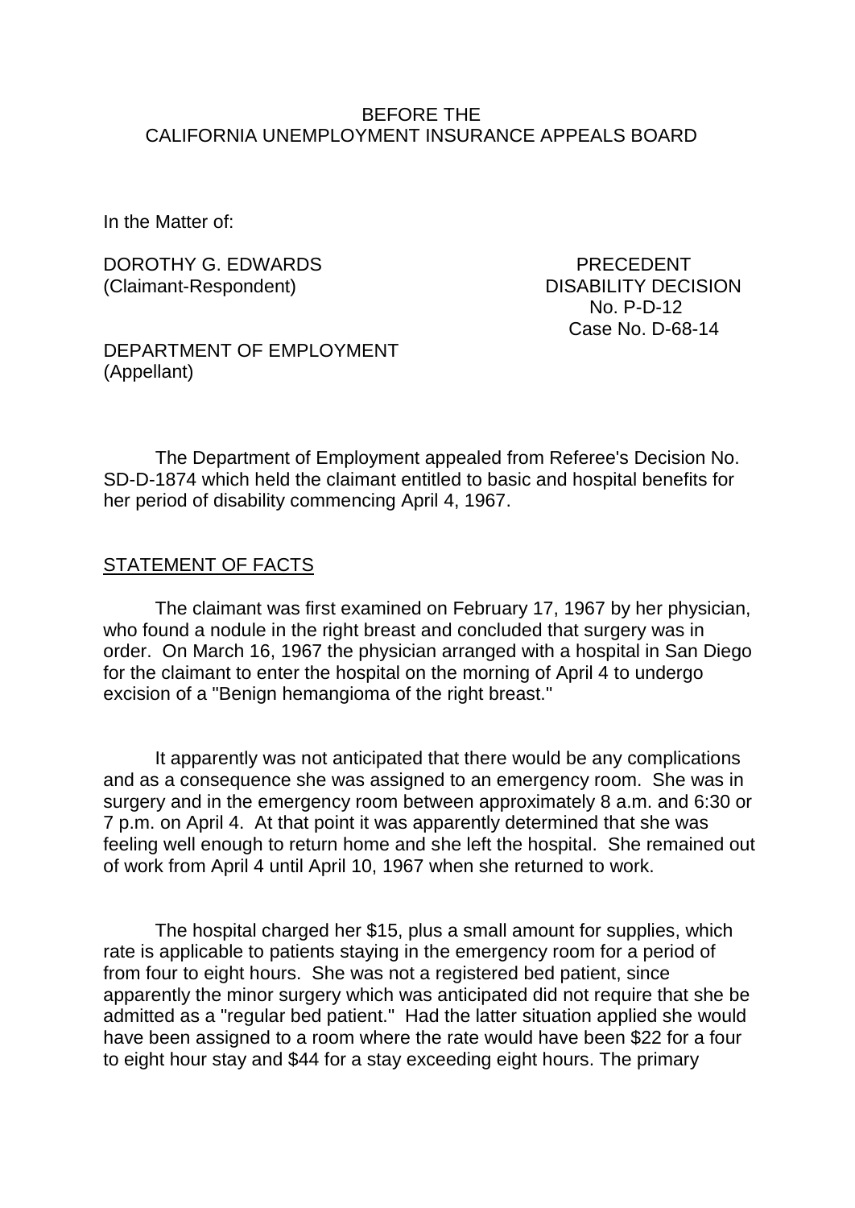BEFORE THE
CALIFORNIA UNEMPLOYMENT INSURANCE APPEALS BOARD

In the Matter of:

DOROTHY G. EDWARDS
(Claimant-Respondent)

PRECEDENT
DISABILITY DECISION
No. P-D-12
Case No. D-68-14

DEPARTMENT OF EMPLOYMENT
(Appellant)

The Department of Employment appealed from Referee's Decision No. SD-D-1874 which held the claimant entitled to basic and hospital benefits for her period of disability commencing April 4, 1967.

## STATEMENT OF FACTS

The claimant was first examined on February 17, 1967 by her physician, who found a nodule in the right breast and concluded that surgery was in order. On March 16, 1967 the physician arranged with a hospital in San Diego for the claimant to enter the hospital on the morning of April 4 to undergo excision of a "Benign hemangioma of the right breast."

It apparently was not anticipated that there would be any complications and as a consequence she was assigned to an emergency room. She was in surgery and in the emergency room between approximately 8 a.m. and 6:30 or 7 p.m. on April 4. At that point it was apparently determined that she was feeling well enough to return home and she left the hospital. She remained out of work from April 4 until April 10, 1967 when she returned to work.

The hospital charged her $15, plus a small amount for supplies, which rate is applicable to patients staying in the emergency room for a period of from four to eight hours. She was not a registered bed patient, since apparently the minor surgery which was anticipated did not require that she be admitted as a "regular bed patient." Had the latter situation applied she would have been assigned to a room where the rate would have been $22 for a four to eight hour stay and $44 for a stay exceeding eight hours. The primary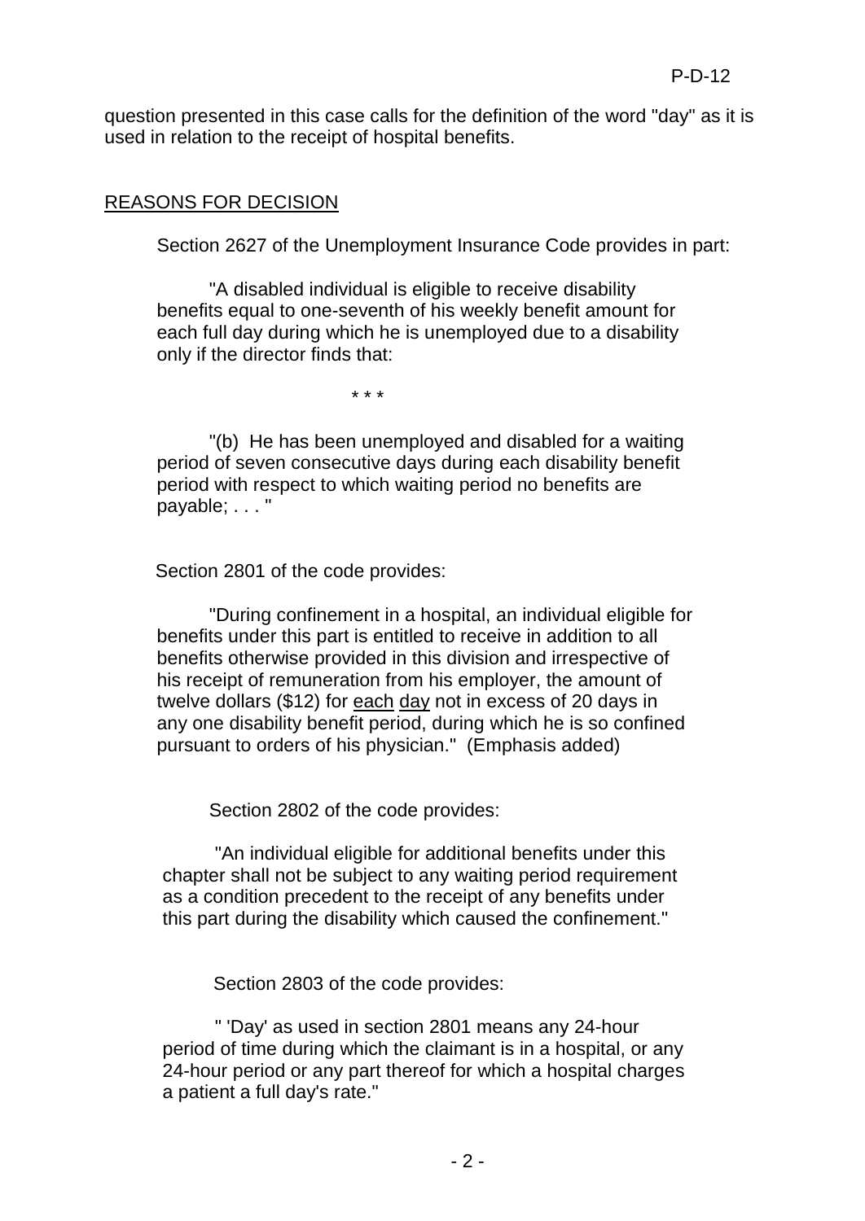question presented in this case calls for the definition of the word "day" as it is used in relation to the receipt of hospital benefits.

REASONS FOR DECISION

Section 2627 of the Unemployment Insurance Code provides in part:

> "A disabled individual is eligible to receive disability benefits equal to one-seventh of his weekly benefit amount for each full day during which he is unemployed due to a disability only if the director finds that:
>
> \* \* \*
>
> "(b) He has been unemployed and disabled for a waiting period of seven consecutive days during each disability benefit period with respect to which waiting period no benefits are payable; . . . "

Section 2801 of the code provides:

> "During confinement in a hospital, an individual eligible for benefits under this part is entitled to receive in addition to all benefits otherwise provided in this division and irrespective of his receipt of remuneration from his employer, the amount of twelve dollars ($12) for <u>each</u> <u>day</u> not in excess of 20 days in any one disability benefit period, during which he is so confined pursuant to orders of his physician." (Emphasis added)

Section 2802 of the code provides:

> "An individual eligible for additional benefits under this chapter shall not be subject to any waiting period requirement as a condition precedent to the receipt of any benefits under this part during the disability which caused the confinement."

Section 2803 of the code provides:

> " 'Day' as used in section 2801 means any 24-hour period of time during which the claimant is in a hospital, or any 24-hour period or any part thereof for which a hospital charges a patient a full day's rate."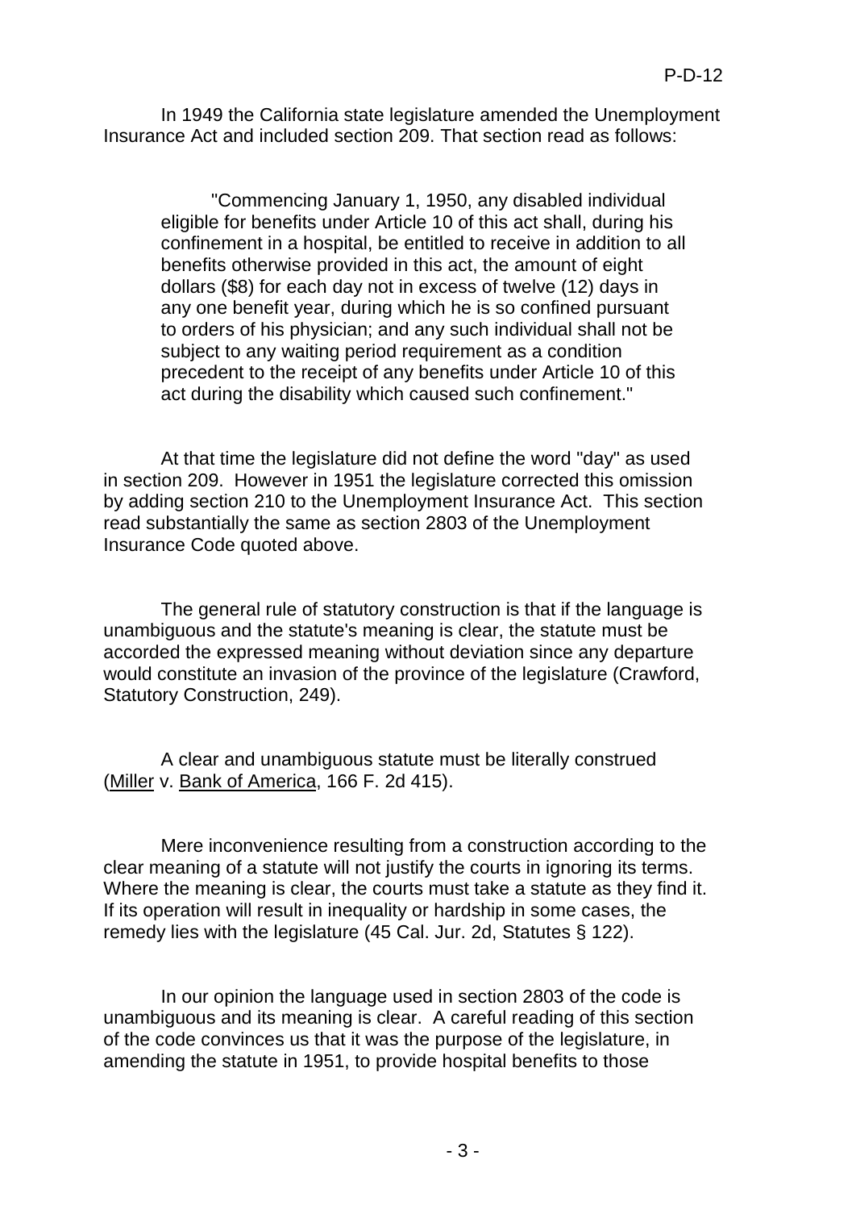In 1949 the California state legislature amended the Unemployment Insurance Act and included section 209. That section read as follows:

> "Commencing January 1, 1950, any disabled individual eligible for benefits under Article 10 of this act shall, during his confinement in a hospital, be entitled to receive in addition to all benefits otherwise provided in this act, the amount of eight dollars ($8) for each day not in excess of twelve (12) days in any one benefit year, during which he is so confined pursuant to orders of his physician; and any such individual shall not be subject to any waiting period requirement as a condition precedent to the receipt of any benefits under Article 10 of this act during the disability which caused such confinement."

At that time the legislature did not define the word "day" as used in section 209. However in 1951 the legislature corrected this omission by adding section 210 to the Unemployment Insurance Act. This section read substantially the same as section 2803 of the Unemployment Insurance Code quoted above.

The general rule of statutory construction is that if the language is unambiguous and the statute's meaning is clear, the statute must be accorded the expressed meaning without deviation since any departure would constitute an invasion of the province of the legislature (Crawford, Statutory Construction, 249).

A clear and unambiguous statute must be literally construed (Miller v. Bank of America, 166 F. 2d 415).

Mere inconvenience resulting from a construction according to the clear meaning of a statute will not justify the courts in ignoring its terms. Where the meaning is clear, the courts must take a statute as they find it. If its operation will result in inequality or hardship in some cases, the remedy lies with the legislature (45 Cal. Jur. 2d, Statutes § 122).

In our opinion the language used in section 2803 of the code is unambiguous and its meaning is clear. A careful reading of this section of the code convinces us that it was the purpose of the legislature, in amending the statute in 1951, to provide hospital benefits to those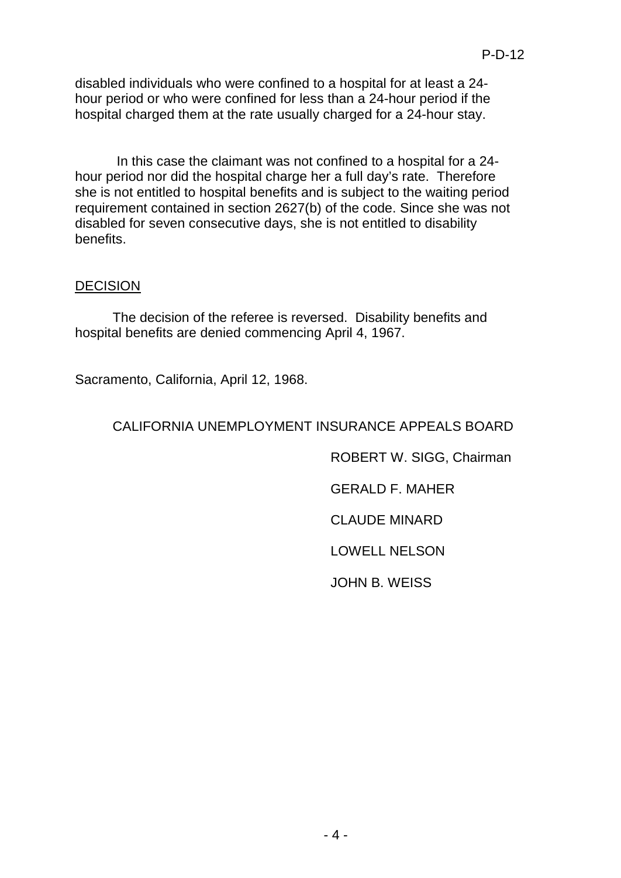disabled individuals who were confined to a hospital for at least a 24-hour period or who were confined for less than a 24-hour period if the hospital charged them at the rate usually charged for a 24-hour stay.

In this case the claimant was not confined to a hospital for a 24-hour period nor did the hospital charge her a full day's rate. Therefore she is not entitled to hospital benefits and is subject to the waiting period requirement contained in section 2627(b) of the code. Since she was not disabled for seven consecutive days, she is not entitled to disability benefits.

## DECISION

The decision of the referee is reversed. Disability benefits and hospital benefits are denied commencing April 4, 1967.

Sacramento, California, April 12, 1968.

CALIFORNIA UNEMPLOYMENT INSURANCE APPEALS BOARD

ROBERT W. SIGG, Chairman

GERALD F. MAHER

CLAUDE MINARD

LOWELL NELSON

JOHN B. WEISS